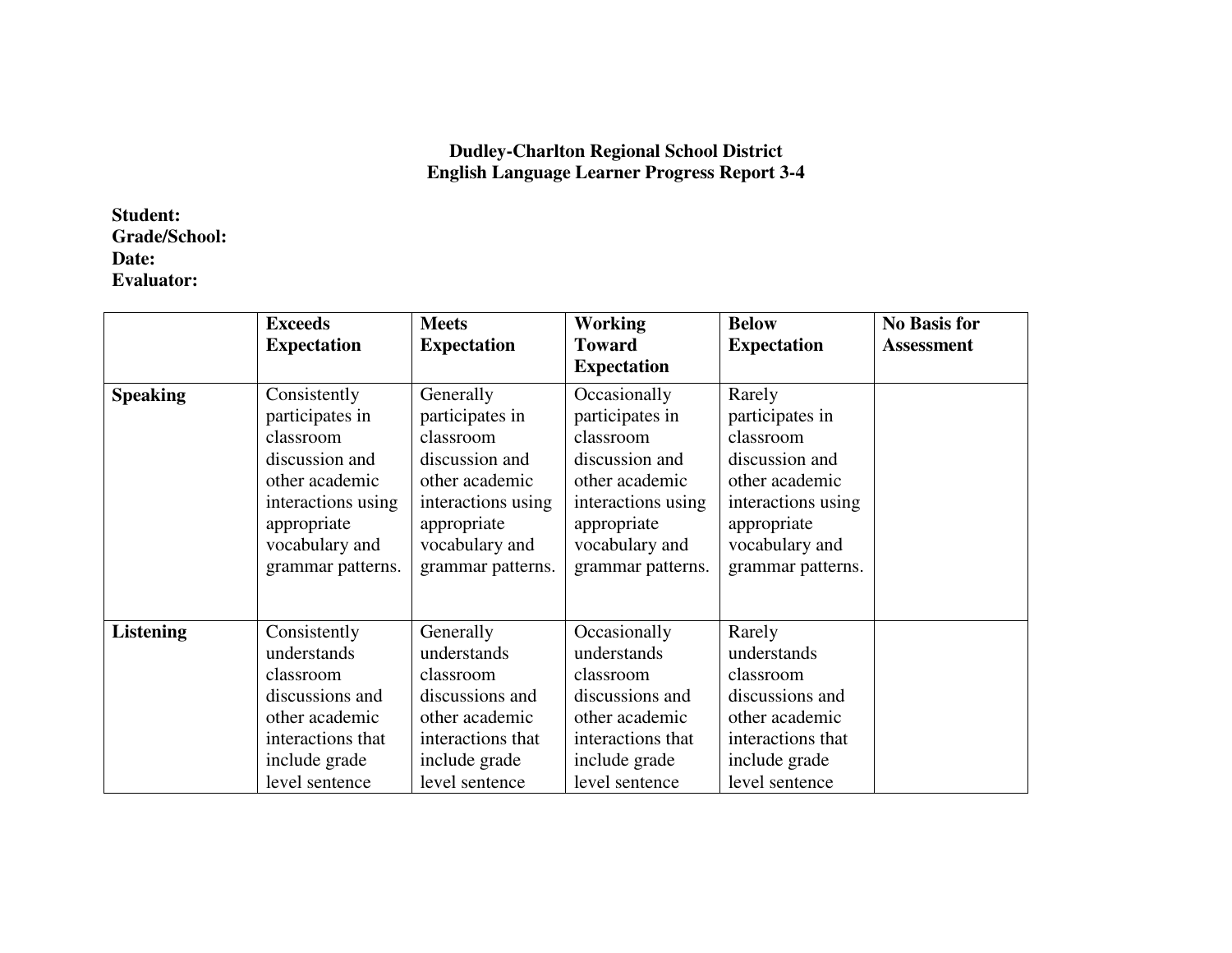**Dudley-Charlton Regional School District**
**English Language Learner Progress Report 3-4**

**Student:**
**Grade/School:**
**Date:**
**Evaluator:**

| | Exceeds Expectation | Meets Expectation | Working Toward Expectation | Below Expectation | No Basis for Assessment |
|---|---|---|---|---|---|
| **Speaking** | Consistently participates in classroom discussion and other academic interactions using appropriate vocabulary and grammar patterns. | Generally participates in classroom discussion and other academic interactions using appropriate vocabulary and grammar patterns. | Occasionally participates in classroom discussion and other academic interactions using appropriate vocabulary and grammar patterns. | Rarely participates in classroom discussion and other academic interactions using appropriate vocabulary and grammar patterns. | |
| **Listening** | Consistently understands classroom discussions and other academic interactions that include grade level sentence | Generally understands classroom discussions and other academic interactions that include grade level sentence | Occasionally understands classroom discussions and other academic interactions that include grade level sentence | Rarely understands classroom discussions and other academic interactions that include grade level sentence | |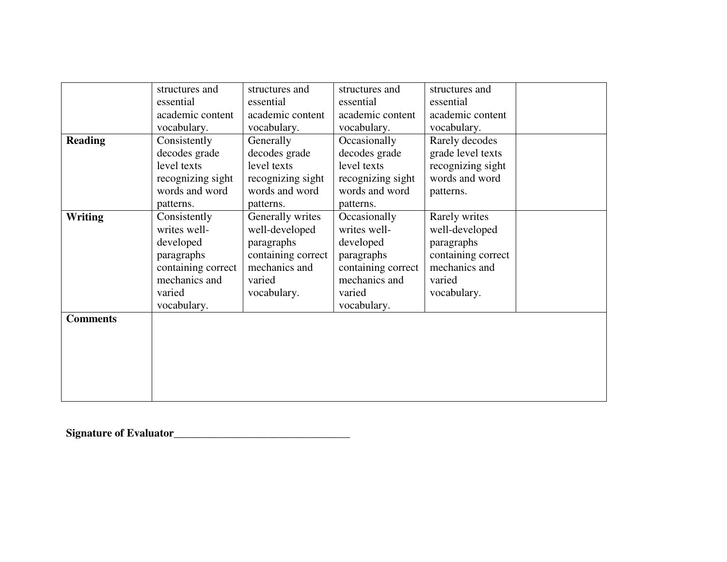| | | | | | |
|---|---|---|---|---|---|
| | structures and essential academic content vocabulary. | structures and essential academic content vocabulary. | structures and essential academic content vocabulary. | structures and essential academic content vocabulary. | |
| **Reading** | Consistently decodes grade level texts recognizing sight words and word patterns. | Generally decodes grade level texts recognizing sight words and word patterns. | Occasionally decodes grade level texts recognizing sight words and word patterns. | Rarely decodes grade level texts recognizing sight words and word patterns. | |
| **Writing** | Consistently writes well-developed paragraphs containing correct mechanics and varied vocabulary. | Generally writes well-developed paragraphs containing correct mechanics and varied vocabulary. | Occasionally writes well-developed paragraphs containing correct mechanics and varied vocabulary. | Rarely writes well-developed paragraphs containing correct mechanics and varied vocabulary. | |
| **Comments** | | | | | |

**Signature of Evaluator**_________________________________